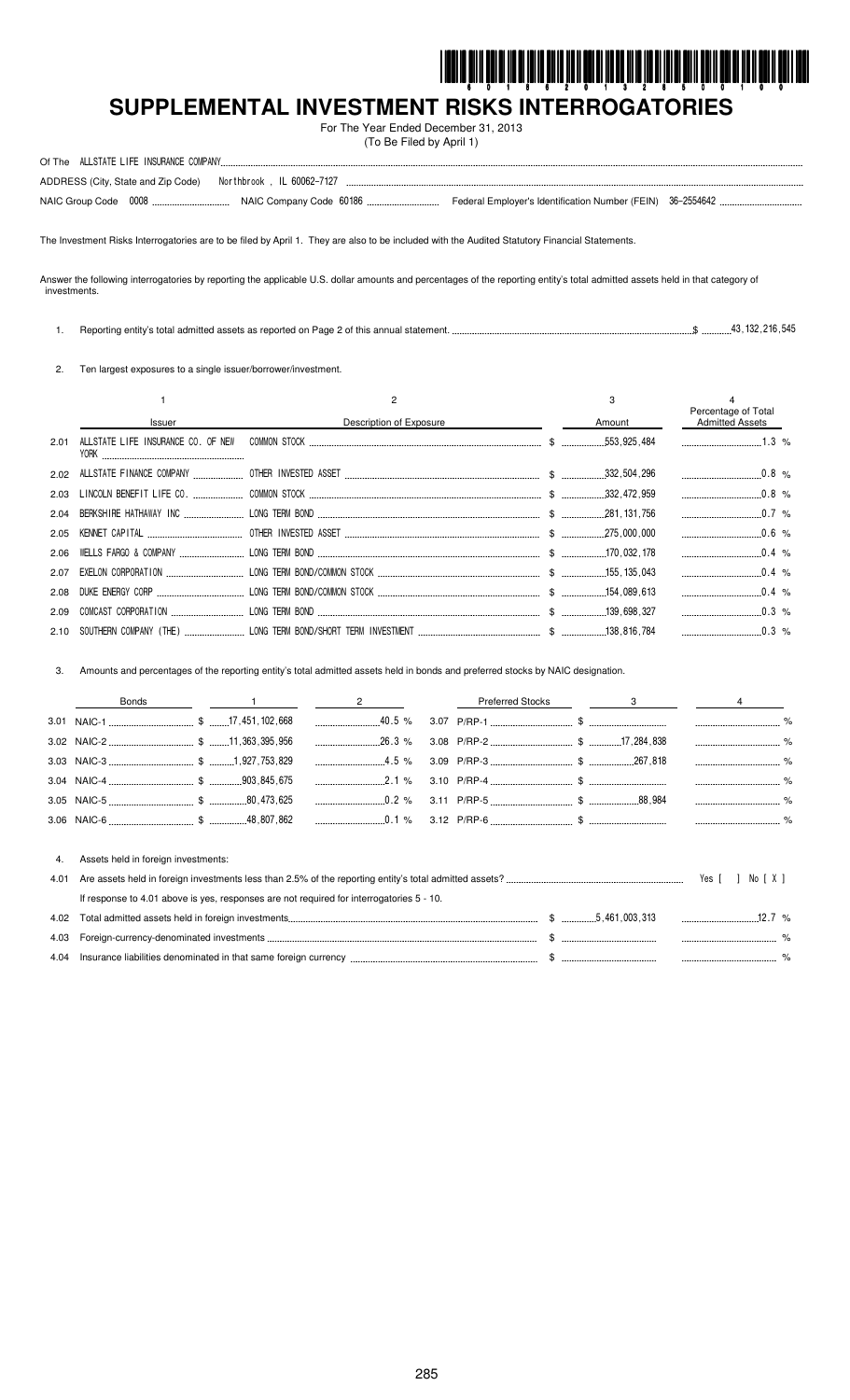# SUPPLEMENTAL INVESTMENT RISKS INTERROGATORIES

For The Year Ended December 31, 2013
(To Be Filed by April 1)

Of The ALLSTATE LIFE INSURANCE COMPANY

ADDRESS (City, State and Zip Code) Northbrook , IL 60062-7127

NAIC Group Code 0008 NAIC Company Code 60186 Federal Employer's Identification Number (FEIN) 36-2554642

The Investment Risks Interrogatories are to be filed by April 1. They are also to be included with the Audited Statutory Financial Statements.

Answer the following interrogatories by reporting the applicable U.S. dollar amounts and percentages of the reporting entity's total admitted assets held in that category of investments.

1. Reporting entity's total admitted assets as reported on Page 2 of this annual statement. $ 43,132,216,545

2. Ten largest exposures to a single issuer/borrower/investment.

| | 1 | 2 | 3 | 4 |
|---|---|---|---|---|
| | Issuer | Description of Exposure | Amount | Percentage of Total Admitted Assets |
| 2.01 | ALLSTATE LIFE INSURANCE CO. OF NEW YORK | COMMON STOCK | $ 553,925,484 | 1.3 % |
| 2.02 | ALLSTATE FINANCE COMPANY | OTHER INVESTED ASSET | $ 332,504,296 | 0.8 % |
| 2.03 | LINCOLN BENEFIT LIFE CO. | COMMON STOCK | $ 332,472,959 | 0.8 % |
| 2.04 | BERKSHIRE HATHAWAY INC | LONG TERM BOND | $ 281,131,756 | 0.7 % |
| 2.05 | KENNET CAPITAL | OTHER INVESTED ASSET | $ 275,000,000 | 0.6 % |
| 2.06 | WELLS FARGO & COMPANY | LONG TERM BOND | $ 170,032,178 | 0.4 % |
| 2.07 | EXELON CORPORATION | LONG TERM BOND/COMMON STOCK | $ 155,135,043 | 0.4 % |
| 2.08 | DUKE ENERGY CORP | LONG TERM BOND/COMMON STOCK | $ 154,089,613 | 0.4 % |
| 2.09 | COMCAST CORPORATION | LONG TERM BOND | $ 139,698,327 | 0.3 % |
| 2.10 | SOUTHERN COMPANY (THE) | LONG TERM BOND/SHORT TERM INVESTMENT | $ 138,816,784 | 0.3 % |

3. Amounts and percentages of the reporting entity's total admitted assets held in bonds and preferred stocks by NAIC designation.

| Bonds | 1 | 2 | Preferred Stocks | 3 | 4 |
|---|---|---|---|---|---|
| 3.01 NAIC-1 | $ 17,451,102,668 | 40.5 % | 3.07 P/RP-1 | $ | % |
| 3.02 NAIC-2 | $ 11,363,395,956 | 26.3 % | 3.08 P/RP-2 | $ 17,284,838 | % |
| 3.03 NAIC-3 | $ 1,927,753,829 | 4.5 % | 3.09 P/RP-3 | $ 267,818 | % |
| 3.04 NAIC-4 | $ 903,845,675 | 2.1 % | 3.10 P/RP-4 | $ | % |
| 3.05 NAIC-5 | $ 80,473,625 | 0.2 % | 3.11 P/RP-5 | $ 88,984 | % |
| 3.06 NAIC-6 | $ 48,807,862 | 0.1 % | 3.12 P/RP-6 | $ | % |

4. Assets held in foreign investments:

4.01 Are assets held in foreign investments less than 2.5% of the reporting entity's total admitted assets? Yes [ ] No [ X ]

If response to 4.01 above is yes, responses are not required for interrogatories 5 - 10.

| | | | |
|---|---|---|---|
| 4.02 | Total admitted assets held in foreign investments | $ 5,461,003,313 | 12.7 % |
| 4.03 | Foreign-currency-denominated investments | $ | % |
| 4.04 | Insurance liabilities denominated in that same foreign currency | $ | % |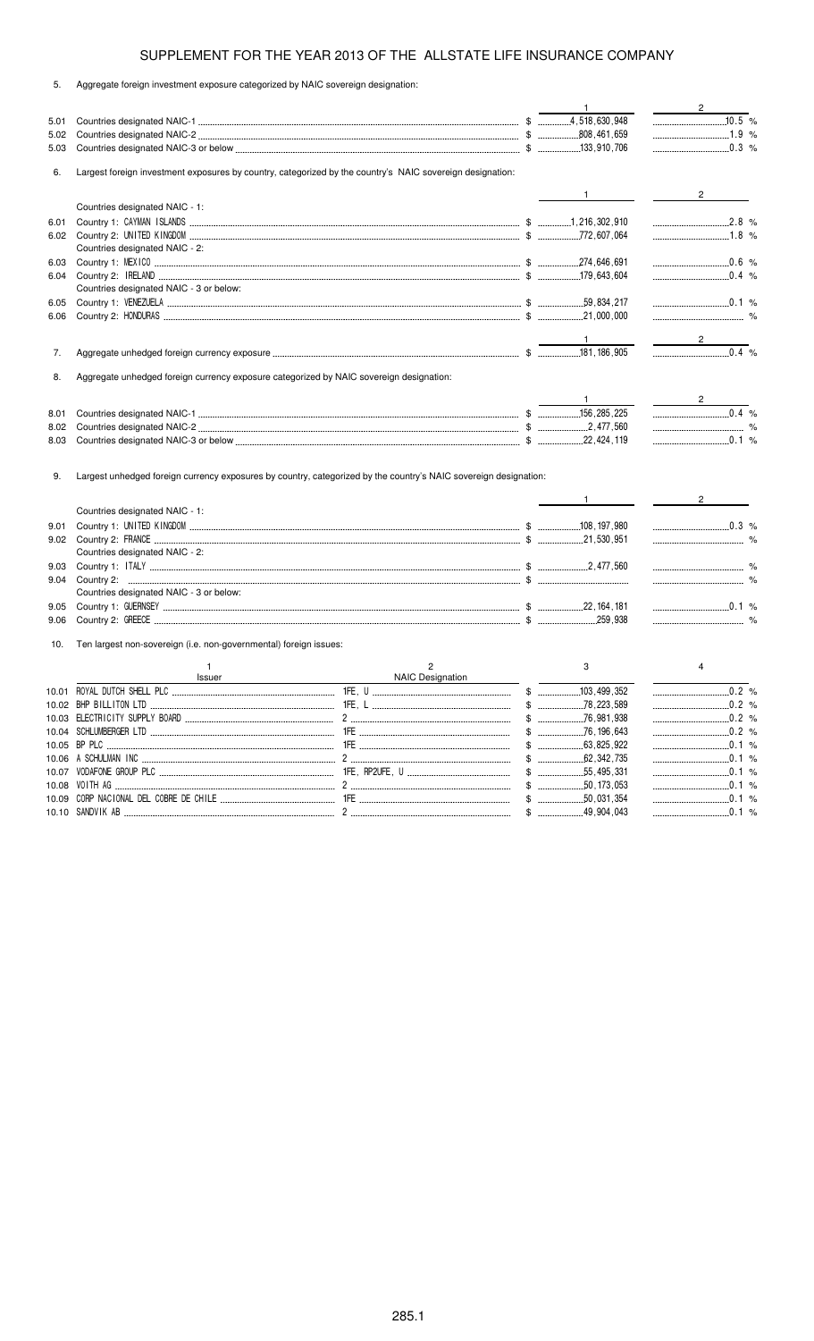SUPPLEMENT FOR THE YEAR 2013 OF THE ALLSTATE LIFE INSURANCE COMPANY

5. Aggregate foreign investment exposure categorized by NAIC sovereign designation:

| | | 1 | 2 |
|---|---|---|---|
| 5.01 | Countries designated NAIC-1 | $ 4,518,630,948 | 10.5 % |
| 5.02 | Countries designated NAIC-2 | $ 808,461,659 | 1.9 % |
| 5.03 | Countries designated NAIC-3 or below | $ 133,910,706 | 0.3 % |

6. Largest foreign investment exposures by country, categorized by the country's NAIC sovereign designation:

| | | 1 | 2 |
|---|---|---|---|
| | Countries designated NAIC - 1: | | |
| 6.01 | Country 1: CAYMAN ISLANDS | $ 1,216,302,910 | 2.8 % |
| 6.02 | Country 2: UNITED KINGDOM | $ 772,607,064 | 1.8 % |
| | Countries designated NAIC - 2: | | |
| 6.03 | Country 1: MEXICO | $ 274,646,691 | 0.6 % |
| 6.04 | Country 2: IRELAND | $ 179,643,604 | 0.4 % |
| | Countries designated NAIC - 3 or below: | | |
| 6.05 | Country 1: VENEZUELA | $ 59,834,217 | 0.1 % |
| 6.06 | Country 2: HONDURAS | $ 21,000,000 | % |

| | | 1 | 2 |
|---|---|---|---|
| 7. | Aggregate unhedged foreign currency exposure | $ 181,186,905 | 0.4 % |

8. Aggregate unhedged foreign currency exposure categorized by NAIC sovereign designation:

| | | 1 | 2 |
|---|---|---|---|
| 8.01 | Countries designated NAIC-1 | $ 156,285,225 | 0.4 % |
| 8.02 | Countries designated NAIC-2 | $ 2,477,560 | % |
| 8.03 | Countries designated NAIC-3 or below | $ 22,424,119 | 0.1 % |

9. Largest unhedged foreign currency exposures by country, categorized by the country's NAIC sovereign designation:

| | | 1 | 2 |
|---|---|---|---|
| | Countries designated NAIC - 1: | | |
| 9.01 | Country 1: UNITED KINGDOM | $ 108,197,980 | 0.3 % |
| 9.02 | Country 2: FRANCE | $ 21,530,951 | % |
| | Countries designated NAIC - 2: | | |
| 9.03 | Country 1: ITALY | $ 2,477,560 | % |
| 9.04 | Country 2: | $ | % |
| | Countries designated NAIC - 3 or below: | | |
| 9.05 | Country 1: GUERNSEY | $ 22,164,181 | 0.1 % |
| 9.06 | Country 2: GREECE | $ 259,938 | % |

10. Ten largest non-sovereign (i.e. non-governmental) foreign issues:

| | 1<br>Issuer | 2<br>NAIC Designation | 3 | 4 |
|---|---|---|---|---|
| 10.01 | ROYAL DUTCH SHELL PLC | 1FE, U | $ 103,499,352 | 0.2 % |
| 10.02 | BHP BILLITON LTD | 1FE, L | $ 78,223,589 | 0.2 % |
| 10.03 | ELECTRICITY SUPPLY BOARD | 2 | $ 76,981,938 | 0.2 % |
| 10.04 | SCHLUMBERGER LTD | 1FE | $ 76,196,643 | 0.2 % |
| 10.05 | BP PLC | 1FE | $ 63,825,922 | 0.1 % |
| 10.06 | A SCHULMAN INC | 2 | $ 62,342,735 | 0.1 % |
| 10.07 | VODAFONE GROUP PLC | 1FE, RP2UFE, U | $ 55,495,331 | 0.1 % |
| 10.08 | VOITH AG | 2 | $ 50,173,053 | 0.1 % |
| 10.09 | CORP NACIONAL DEL COBRE DE CHILE | 1FE | $ 50,031,354 | 0.1 % |
| 10.10 | SANDVIK AB | 2 | $ 49,904,043 | 0.1 % |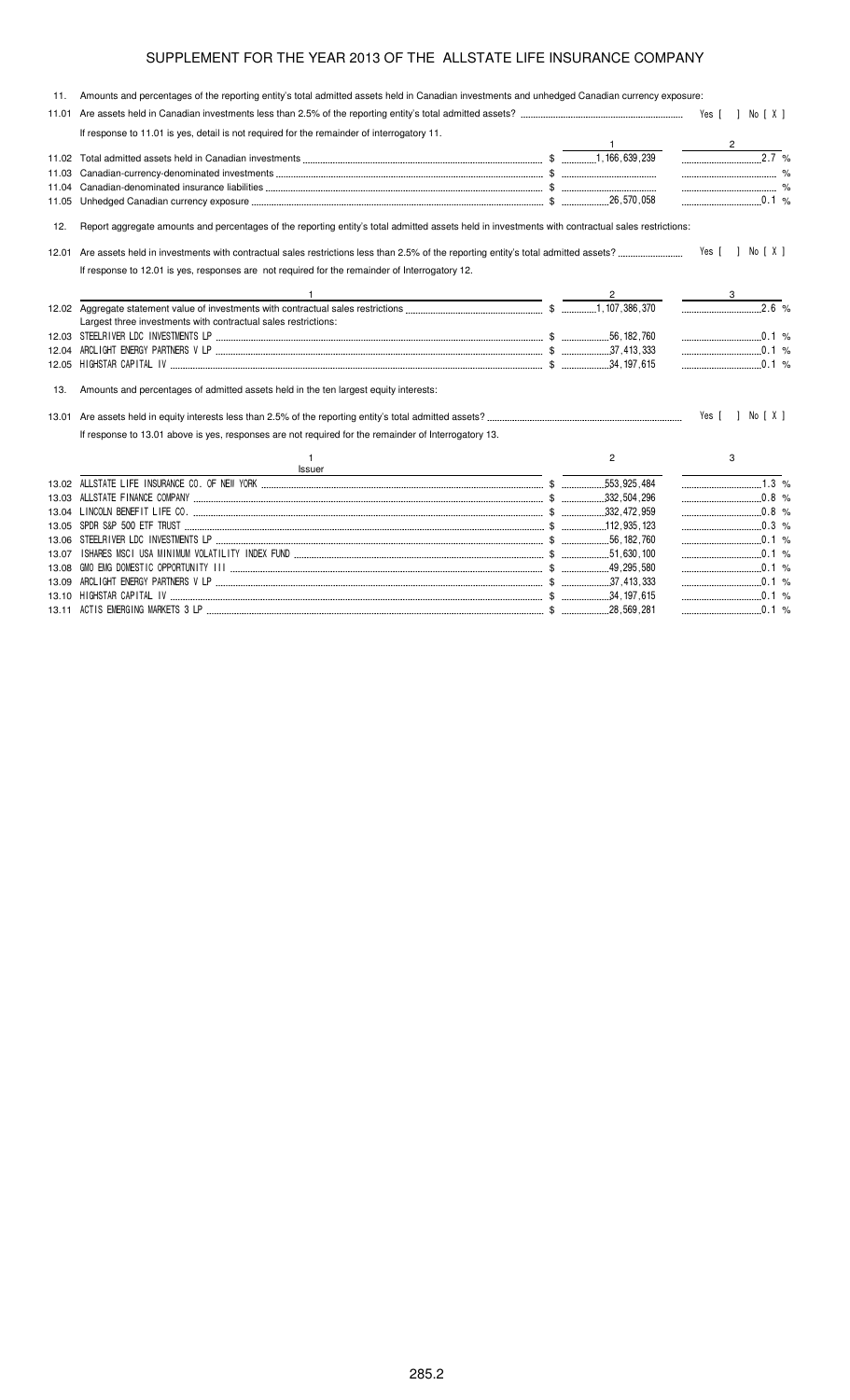## SUPPLEMENT FOR THE YEAR 2013 OF THE ALLSTATE LIFE INSURANCE COMPANY

11. Amounts and percentages of the reporting entity's total admitted assets held in Canadian investments and unhedged Canadian currency exposure:

11.01 Are assets held in Canadian investments less than 2.5% of the reporting entity's total admitted assets? Yes [ ] No [ X ]

If response to 11.01 is yes, detail is not required for the remainder of interrogatory 11.

| | | 1 | 2 |
|---|---|---|---|
| 11.02 | Total admitted assets held in Canadian investments | $ 1,166,639,239 | 2.7 % |
| 11.03 | Canadian-currency-denominated investments | $ | % |
| 11.04 | Canadian-denominated insurance liabilities | $ | % |
| 11.05 | Unhedged Canadian currency exposure | $ 26,570,058 | 0.1 % |

12. Report aggregate amounts and percentages of the reporting entity's total admitted assets held in investments with contractual sales restrictions:

12.01 Are assets held in investments with contractual sales restrictions less than 2.5% of reporting entity's total admitted assets? Yes [ ] No [ X ]

If response to 12.01 is yes, responses are not required for the remainder of Interrogatory 12.

| | 1 | 2 | 3 |
|---|---|---|---|
| 12.02 | Aggregate statement value of investments with contractual sales restrictions | $ 1,107,386,370 | 2.6 % |
| | Largest three investments with contractual sales restrictions: | | |
| 12.03 | STEELRIVER LDC INVESTMENTS LP | $ 56,182,760 | 0.1 % |
| 12.04 | ARCLIGHT ENERGY PARTNERS V LP | $ 37,413,333 | 0.1 % |
| 12.05 | HIGHSTAR CAPITAL IV | $ 34,197,615 | 0.1 % |

13. Amounts and percentages of admitted assets held in the ten largest equity interests:

13.01 Are assets held in equity interests less than 2.5% of the reporting entity's total admitted assets? Yes [ ] No [ X ]

If response to 13.01 above is yes, responses are not required for the remainder of Interrogatory 13.

| | 1<br>Issuer | 2 | 3 |
|---|---|---|---|
| 13.02 | ALLSTATE LIFE INSURANCE CO. OF NEW YORK | $ 553,925,484 | 1.3 % |
| 13.03 | ALLSTATE FINANCE COMPANY | $ 332,504,296 | 0.8 % |
| 13.04 | LINCOLN BENEFIT LIFE CO. | $ 332,472,959 | 0.8 % |
| 13.05 | SPDR S&P 500 ETF TRUST | $ 112,935,123 | 0.3 % |
| 13.06 | STEELRIVER LDC INVESTMENTS LP | $ 56,182,760 | 0.1 % |
| 13.07 | ISHARES MSCI USA MINIMUM VOLATILITY INDEX FUND | $ 51,630,100 | 0.1 % |
| 13.08 | GMO EMG DOMESTIC OPPORTUNITY III | $ 49,295,580 | 0.1 % |
| 13.09 | ARCLIGHT ENERGY PARTNERS V LP | $ 37,413,333 | 0.1 % |
| 13.10 | HIGHSTAR CAPITAL IV | $ 34,197,615 | 0.1 % |
| 13.11 | ACTIS EMERGING MARKETS 3 LP | $ 28,569,281 | 0.1 % |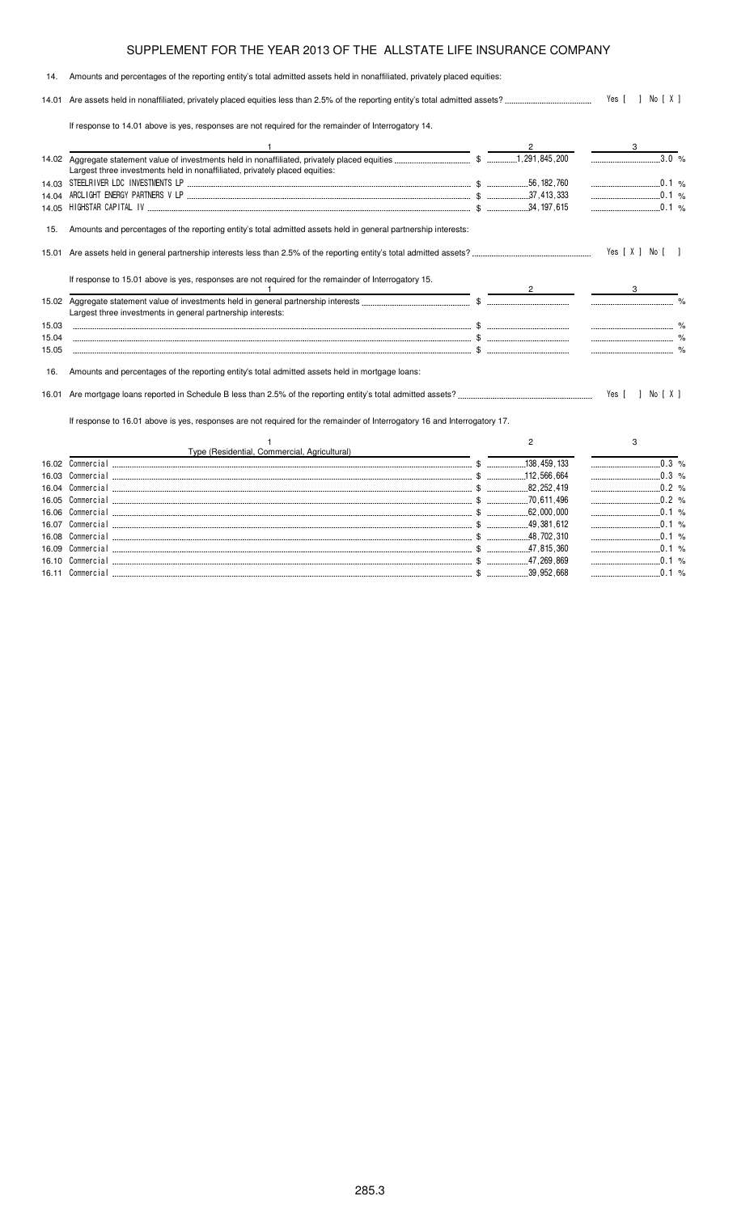# SUPPLEMENT FOR THE YEAR 2013 OF THE ALLSTATE LIFE INSURANCE COMPANY

14. Amounts and percentages of the reporting entity's total admitted assets held in nonaffiliated, privately placed equities:

14.01 Are assets held in nonaffiliated, privately placed equities less than 2.5% of the reporting entity's total admitted assets? Yes [ ] No [ X ]

If response to 14.01 above is yes, responses are not required for the remainder of Interrogatory 14.

| | 1 | 2 | 3 |
|---|---|---|---|
| 14.02 | Aggregate statement value of investments held in nonaffiliated, privately placed equities | $ 1,291,845,200 | 3.0 % |
| | Largest three investments held in nonaffiliated, privately placed equities: | | |
| 14.03 | STEELRIVER LDC INVESTMENTS LP | $ 56,182,760 | 0.1 % |
| 14.04 | ARCLIGHT ENERGY PARTNERS V LP | $ 37,413,333 | 0.1 % |
| 14.05 | HIGHSTAR CAPITAL IV | $ 34,197,615 | 0.1 % |

15. Amounts and percentages of the reporting entity's total admitted assets held in general partnership interests:

15.01 Are assets held in general partnership interests less than 2.5% of the reporting entity's total admitted assets? Yes [ X ] No [ ]

If response to 15.01 above is yes, responses are not required for the remainder of Interrogatory 15.

| | 1 | 2 | 3 |
|---|---|---|---|
| 15.02 | Aggregate statement value of investments held in general partnership interests | $ | % |
| | Largest three investments in general partnership interests: | | |
| 15.03 | | $ | % |
| 15.04 | | $ | % |
| 15.05 | | $ | % |

16. Amounts and percentages of the reporting entity's total admitted assets held in mortgage loans:

16.01 Are mortgage loans reported in Schedule B less than 2.5% of the reporting entity's total admitted assets? Yes [ ] No [ X ]

If response to 16.01 above is yes, responses are not required for the remainder of Interrogatory 16 and Interrogatory 17.

| | 1<br>Type (Residential, Commercial, Agricultural) | 2 | 3 |
|---|---|---|---|
| 16.02 | Commercial | $ 138,459,133 | 0.3 % |
| 16.03 | Commercial | $ 112,566,664 | 0.3 % |
| 16.04 | Commercial | $ 82,252,419 | 0.2 % |
| 16.05 | Commercial | $ 70,611,496 | 0.2 % |
| 16.06 | Commercial | $ 62,000,000 | 0.1 % |
| 16.07 | Commercial | $ 49,381,612 | 0.1 % |
| 16.08 | Commercial | $ 48,702,310 | 0.1 % |
| 16.09 | Commercial | $ 47,815,360 | 0.1 % |
| 16.10 | Commercial | $ 47,269,869 | 0.1 % |
| 16.11 | Commercial | $ 39,952,668 | 0.1 % |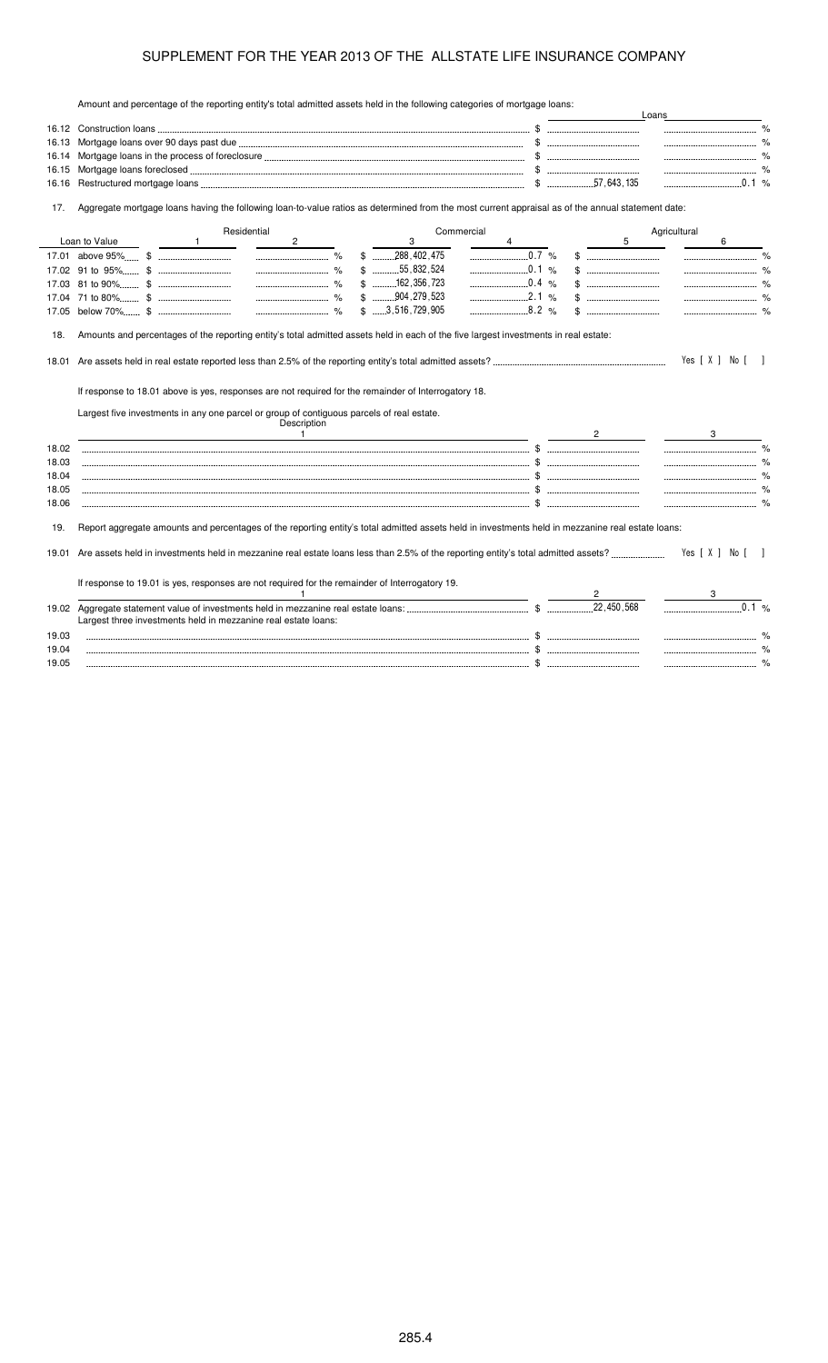# SUPPLEMENT FOR THE YEAR 2013 OF THE ALLSTATE LIFE INSURANCE COMPANY

Amount and percentage of the reporting entity's total admitted assets held in the following categories of mortgage loans:

| | | Loans | |
|---|---|---|---|
| 16.12 | Construction loans | $ | % |
| 16.13 | Mortgage loans over 90 days past due | $ | % |
| 16.14 | Mortgage loans in the process of foreclosure | $ | % |
| 16.15 | Mortgage loans foreclosed | $ | % |
| 16.16 | Restructured mortgage loans | $ 57,643,135 | 0.1 % |

17. Aggregate mortgage loans having the following loan-to-value ratios as determined from the most current appraisal as of the annual statement date:

| | Loan to Value | Residential 1 | Residential 2 | Commercial 3 | Commercial 4 | Agricultural 5 | Agricultural 6 |
|---|---|---|---|---|---|---|---|
| 17.01 | above 95% | $ | % | $ 288,402,475 | 0.7 % | $ | % |
| 17.02 | 91 to 95% | $ | % | $ 55,832,524 | 0.1 % | $ | % |
| 17.03 | 81 to 90% | $ | % | $ 162,356,723 | 0.4 % | $ | % |
| 17.04 | 71 to 80% | $ | % | $ 904,279,523 | 2.1 % | $ | % |
| 17.05 | below 70% | $ | % | $ 3,516,729,905 | 8.2 % | $ | % |

18. Amounts and percentages of the reporting entity's total admitted assets held in each of the five largest investments in real estate:

18.01 Are assets held in real estate reported less than 2.5% of the reporting entity's total admitted assets? Yes [ X ] No [ ]

If response to 18.01 above is yes, responses are not required for the remainder of Interrogatory 18.

Largest five investments in any one parcel or group of contiguous parcels of real estate.

| | Description 1 | 2 | 3 |
|---|---|---|---|
| 18.02 | | $ | % |
| 18.03 | | $ | % |
| 18.04 | | $ | % |
| 18.05 | | $ | % |
| 18.06 | | $ | % |

19. Report aggregate amounts and percentages of the reporting entity's total admitted assets held in investments held in mezzanine real estate loans:

19.01 Are assets held in investments held in mezzanine real estate loans less than 2.5% of the reporting entity's total admitted assets? Yes [ X ] No [ ]

If response to 19.01 is yes, responses are not required for the remainder of Interrogatory 19.

| | 1 | 2 | 3 |
|---|---|---|---|
| 19.02 | Aggregate statement value of investments held in mezzanine real estate loans: | $ 22,450,568 | 0.1 % |
| | Largest three investments held in mezzanine real estate loans: | | |
| 19.03 | | $ | % |
| 19.04 | | $ | % |
| 19.05 | | $ | % |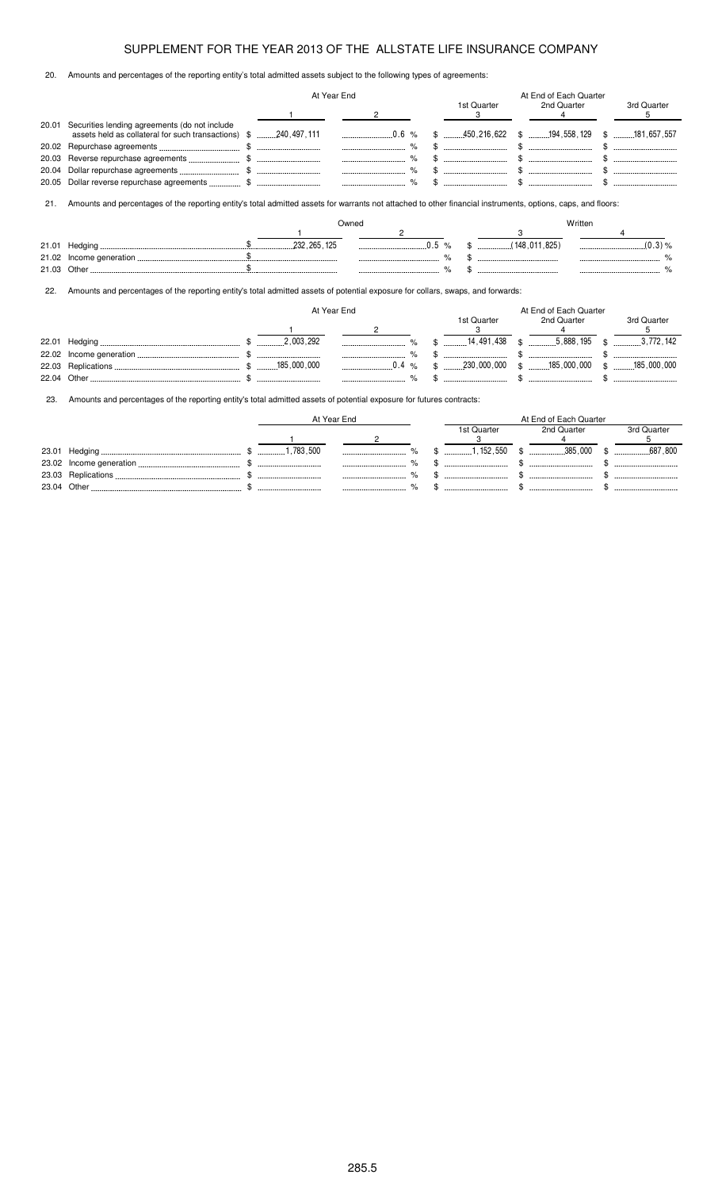SUPPLEMENT FOR THE YEAR 2013 OF THE ALLSTATE LIFE INSURANCE COMPANY

20. Amounts and percentages of the reporting entity's total admitted assets subject to the following types of agreements:

| | | At Year End | | At End of Each Quarter | | |
|---|---|---|---|---|---|---|
| | | | | 1st Quarter | 2nd Quarter | 3rd Quarter |
| | | 1 | 2 | 3 | 4 | 5 |
| 20.01 | Securities lending agreements (do not include assets held as collateral for such transactions) | $ 240,497,111 | 0.6 % | $ 450,216,622 | $ 194,558,129 | $ 181,657,557 |
| 20.02 | Repurchase agreements | $ | % | $ | $ | $ |
| 20.03 | Reverse repurchase agreements | $ | % | $ | $ | $ |
| 20.04 | Dollar repurchase agreements | $ | % | $ | $ | $ |
| 20.05 | Dollar reverse repurchase agreements | $ | % | $ | $ | $ |

21. Amounts and percentages of the reporting entity's total admitted assets for warrants not attached to other financial instruments, options, caps, and floors:

| | | Owned | | Written | |
|---|---|---|---|---|---|
| | | 1 | 2 | 3 | 4 |
| 21.01 | Hedging | $ 232,265,125 | 0.5 % | $ (148,011,825) | (0.3) % |
| 21.02 | Income generation | $ | % | $ | % |
| 21.03 | Other | $ | % | $ | % |

22. Amounts and percentages of the reporting entity's total admitted assets of potential exposure for collars, swaps, and forwards:

| | | At Year End | | At End of Each Quarter | | |
|---|---|---|---|---|---|---|
| | | | | 1st Quarter | 2nd Quarter | 3rd Quarter |
| | | 1 | 2 | 3 | 4 | 5 |
| 22.01 | Hedging | $ 2,003,292 | % | $ 14,491,438 | $ 5,888,195 | $ 3,772,142 |
| 22.02 | Income generation | $ | % | $ | $ | $ |
| 22.03 | Replications | $ 185,000,000 | 0.4 % | $ 230,000,000 | $ 185,000,000 | $ 185,000,000 |
| 22.04 | Other | $ | % | $ | $ | $ |

23. Amounts and percentages of the reporting entity's total admitted assets of potential exposure for futures contracts:

| | | At Year End | | At End of Each Quarter | | |
|---|---|---|---|---|---|---|
| | | | | 1st Quarter | 2nd Quarter | 3rd Quarter |
| | | 1 | 2 | 3 | 4 | 5 |
| 23.01 | Hedging | $ 1,783,500 | % | $ 1,152,550 | $ 385,000 | $ 687,800 |
| 23.02 | Income generation | $ | % | $ | $ | $ |
| 23.03 | Replications | $ | % | $ | $ | $ |
| 23.04 | Other | $ | % | $ | $ | $ |